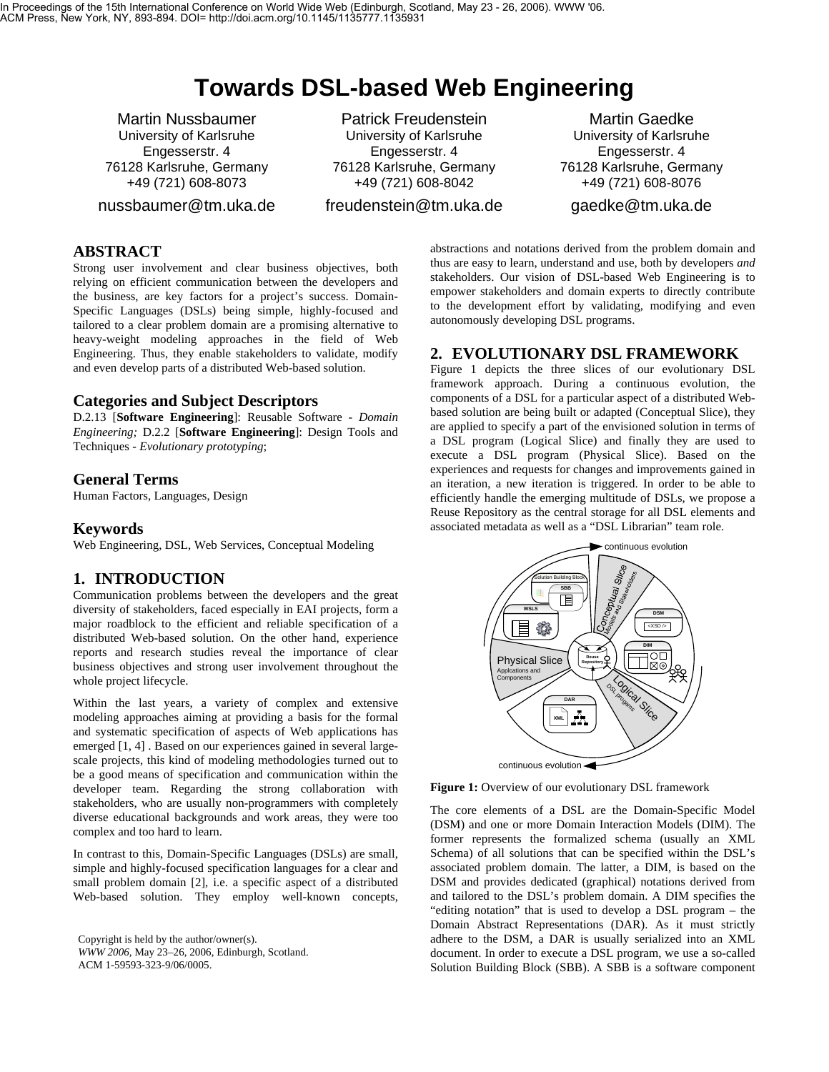In Proceedings of the 15th International Conference on World Wide Web (Edinburgh, Scotland, May 23 - 26, 2006). WWW '06. ACM Press, New York, NY, 893-894. DOI= http://doi.acm.org/10.1145/1135777.1135931

# Towards DSL-based Web Engineering

Martin Nussbaumer
University of Karlsruhe
Engesserstr. 4
76128 Karlsruhe, Germany
+49 (721) 608-8073
nussbaumer@tm.uka.de

Patrick Freudenstein
University of Karlsruhe
Engesserstr. 4
76128 Karlsruhe, Germany
+49 (721) 608-8042
freudenstein@tm.uka.de

Martin Gaedke
University of Karlsruhe
Engesserstr. 4
76128 Karlsruhe, Germany
+49 (721) 608-8076
gaedke@tm.uka.de

## ABSTRACT

Strong user involvement and clear business objectives, both relying on efficient communication between the developers and the business, are key factors for a project's success. Domain-Specific Languages (DSLs) being simple, highly-focused and tailored to a clear problem domain are a promising alternative to heavy-weight modeling approaches in the field of Web Engineering. Thus, they enable stakeholders to validate, modify and even develop parts of a distributed Web-based solution.

### Categories and Subject Descriptors

D.2.13 [**Software Engineering**]: Reusable Software - *Domain Engineering;* D.2.2 [**Software Engineering**]: Design Tools and Techniques - *Evolutionary prototyping*;

### General Terms

Human Factors, Languages, Design

### Keywords

Web Engineering, DSL, Web Services, Conceptual Modeling

## 1. INTRODUCTION

Communication problems between the developers and the great diversity of stakeholders, faced especially in EAI projects, form a major roadblock to the efficient and reliable specification of a distributed Web-based solution. On the other hand, experience reports and research studies reveal the importance of clear business objectives and strong user involvement throughout the whole project lifecycle.

Within the last years, a variety of complex and extensive modeling approaches aiming at providing a basis for the formal and systematic specification of aspects of Web applications has emerged [1, 4] . Based on our experiences gained in several large-scale projects, this kind of modeling methodologies turned out to be a good means of specification and communication within the developer team. Regarding the strong collaboration with stakeholders, who are usually non-programmers with completely diverse educational backgrounds and work areas, they were too complex and too hard to learn.

In contrast to this, Domain-Specific Languages (DSLs) are small, simple and highly-focused specification languages for a clear and small problem domain [2], i.e. a specific aspect of a distributed Web-based solution. They employ well-known concepts, abstractions and notations derived from the problem domain and thus are easy to learn, understand and use, both by developers *and* stakeholders. Our vision of DSL-based Web Engineering is to empower stakeholders and domain experts to directly contribute to the development effort by validating, modifying and even autonomously developing DSL programs.

Copyright is held by the author/owner(s).
*WWW 2006*, May 23–26, 2006, Edinburgh, Scotland.
ACM 1-59593-323-9/06/0005.

## 2. EVOLUTIONARY DSL FRAMEWORK

Figure 1 depicts the three slices of our evolutionary DSL framework approach. During a continuous evolution, the components of a DSL for a particular aspect of a distributed Web-based solution are being built or adapted (Conceptual Slice), they are applied to specify a part of the envisioned solution in terms of a DSL program (Logical Slice) and finally they are used to execute a DSL program (Physical Slice). Based on the experiences and requests for changes and improvements gained in an iteration, a new iteration is triggered. In order to be able to efficiently handle the emerging multitude of DSLs, we propose a Reuse Repository as the central storage for all DSL elements and associated metadata as well as a "DSL Librarian" team role.

**Figure 1:** Overview of our evolutionary DSL framework

The core elements of a DSL are the Domain-Specific Model (DSM) and one or more Domain Interaction Models (DIM). The former represents the formalized schema (usually an XML Schema) of all solutions that can be specified within the DSL's associated problem domain. The latter, a DIM, is based on the DSM and provides dedicated (graphical) notations derived from and tailored to the DSL's problem domain. A DIM specifies the "editing notation" that is used to develop a DSL program – the Domain Abstract Representations (DAR). As it must strictly adhere to the DSM, a DAR is usually serialized into an XML document. In order to execute a DSL program, we use a so-called Solution Building Block (SBB). A SBB is a software component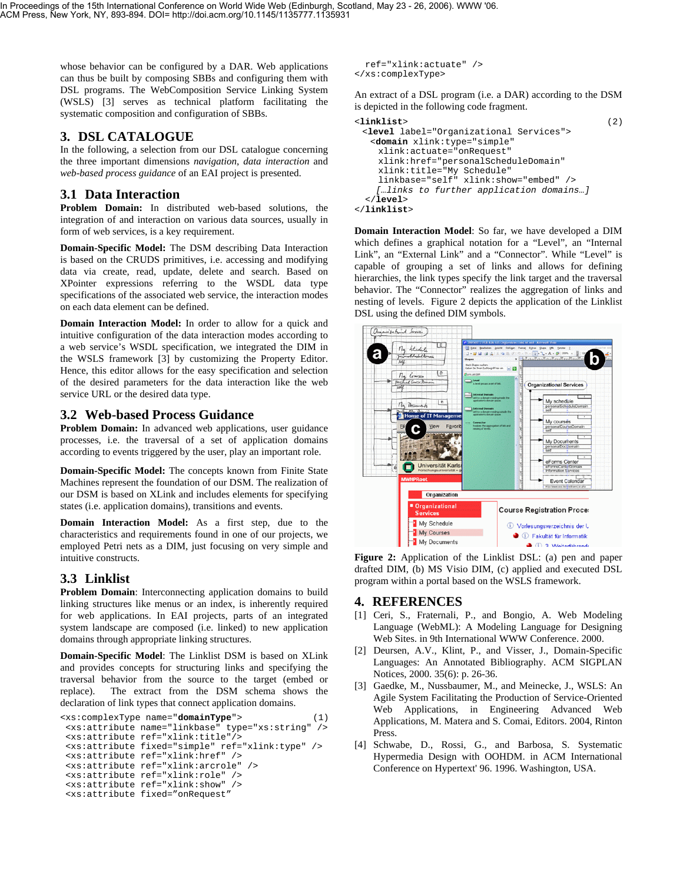whose behavior can be configured by a DAR. Web applications can thus be built by composing SBBs and configuring them with DSL programs. The WebComposition Service Linking System (WSLS) [3] serves as technical platform facilitating the systematic composition and configuration of SBBs.

## 3. DSL CATALOGUE

In the following, a selection from our DSL catalogue concerning the three important dimensions *navigation*, *data interaction* and *web-based process guidance* of an EAI project is presented.

### 3.1 Data Interaction

**Problem Domain:** In distributed web-based solutions, the integration of and interaction on various data sources, usually in form of web services, is a key requirement.

**Domain-Specific Model:** The DSM describing Data Interaction is based on the CRUDS primitives, i.e. accessing and modifying data via create, read, update, delete and search. Based on XPointer expressions referring to the WSDL data type specifications of the associated web service, the interaction modes on each data element can be defined.

**Domain Interaction Model:** In order to allow for a quick and intuitive configuration of the data interaction modes according to a web service's WSDL specification, we integrated the DIM in the WSLS framework [3] by customizing the Property Editor. Hence, this editor allows for the easy specification and selection of the desired parameters for the data interaction like the web service URL or the desired data type.

### 3.2 Web-based Process Guidance

**Problem Domain:** In advanced web applications, user guidance processes, i.e. the traversal of a set of application domains according to events triggered by the user, play an important role.

**Domain-Specific Model:** The concepts known from Finite State Machines represent the foundation of our DSM. The realization of our DSM is based on XLink and includes elements for specifying states (i.e. application domains), transitions and events.

**Domain Interaction Model:** As a first step, due to the characteristics and requirements found in one of our projects, we employed Petri nets as a DIM, just focusing on very simple and intuitive constructs.

### 3.3 Linklist

**Problem Domain**: Interconnecting application domains to build linking structures like menus or an index, is inherently required for web applications. In EAI projects, parts of an integrated system landscape are composed (i.e. linked) to new application domains through appropriate linking structures.

**Domain-Specific Model**: The Linklist DSM is based on XLink and provides concepts for structuring links and specifying the traversal behavior from the source to the target (embed or replace). The extract from the DSM schema shows the declaration of link types that connect application domains.

```
<xs:complexType name="domainType">                    (1)
 <xs:attribute name="linkbase" type="xs:string" />
 <xs:attribute ref="xlink:title"/>
 <xs:attribute fixed="simple" ref="xlink:type" />
 <xs:attribute ref="xlink:href" />
 <xs:attribute ref="xlink:arcrole" />
 <xs:attribute ref="xlink:role" />
 <xs:attribute ref="xlink:show" />
 <xs:attribute fixed="onRequest"
   ref="xlink:actuate" />
</xs:complexType>
```

An extract of a DSL program (i.e. a DAR) according to the DSM is depicted in the following code fragment.

```
<linklist>                                            (2)
  <level label="Organizational Services">
    <domain xlink:type="simple"
      xlink:actuate="onRequest"
      xlink:href="personalScheduleDomain"
      xlink:title="My Schedule"
      linkbase="self" xlink:show="embed" />
     […links to further application domains…]
   </level>
</linklist>
```

**Domain Interaction Model**: So far, we have developed a DIM which defines a graphical notation for a "Level", an "Internal Link", an "External Link" and a "Connector". While "Level" is capable of grouping a set of links and allows for defining hierarchies, the link types specify the link target and the traversal behavior. The "Connector" realizes the aggregation of links and nesting of levels. Figure 2 depicts the application of the Linklist DSL using the defined DIM symbols.

**Figure 2:** Application of the Linklist DSL: (a) pen and paper drafted DIM, (b) MS Visio DIM, (c) applied and executed DSL program within a portal based on the WSLS framework.

## 4. REFERENCES

[1] Ceri, S., Fraternali, P., and Bongio, A. Web Modeling Language (WebML): A Modeling Language for Designing Web Sites. in 9th International WWW Conference. 2000.

[2] Deursen, A.V., Klint, P., and Visser, J., Domain-Specific Languages: An Annotated Bibliography. ACM SIGPLAN Notices, 2000. 35(6): p. 26-36.

[3] Gaedke, M., Nussbaumer, M., and Meinecke, J., WSLS: An Agile System Facilitating the Production of Service-Oriented Web Applications, in Engineering Advanced Web Applications, M. Matera and S. Comai, Editors. 2004, Rinton Press.

[4] Schwabe, D., Rossi, G., and Barbosa, S. Systematic Hypermedia Design with OOHDM. in ACM International Conference on Hypertext' 96. 1996. Washington, USA.